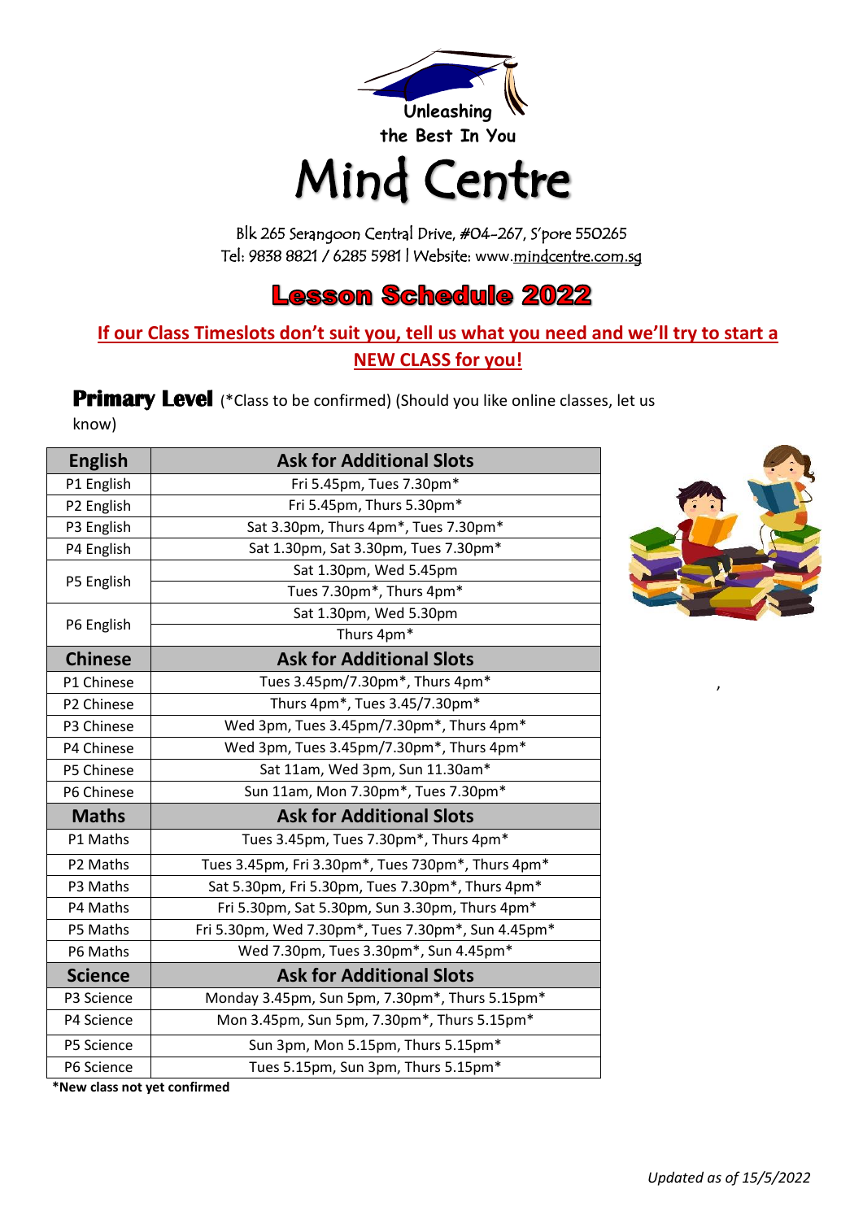Unleashing the Best In You

# Mind Centre

Blk 265 Serangoon Central Drive, #04-267, S'pore 550265
Tel: 9838 8821 / 6285 5981 | Website: www.mindcentre.com.sg

## Lesson Schedule 2022

**If our Class Timeslots don't suit you, tell us what you need and we'll try to start a NEW CLASS for you!**

**Primary Level** (*Class to be confirmed) (Should you like online classes, let us know)

| English | Ask for Additional Slots |
|---|---|
| P1 English | Fri 5.45pm, Tues 7.30pm* |
| P2 English | Fri 5.45pm, Thurs 5.30pm* |
| P3 English | Sat 3.30pm, Thurs 4pm*, Tues 7.30pm* |
| P4 English | Sat 1.30pm, Sat 3.30pm, Tues 7.30pm* |
| P5 English | Sat 1.30pm, Wed 5.45pm |
| | Tues 7.30pm*, Thurs 4pm* |
| P6 English | Sat 1.30pm, Wed 5.30pm |
| | Thurs 4pm* |
| **Chinese** | **Ask for Additional Slots** |
| P1 Chinese | Tues 3.45pm/7.30pm*, Thurs 4pm* |
| P2 Chinese | Thurs 4pm*, Tues 3.45/7.30pm* |
| P3 Chinese | Wed 3pm, Tues 3.45pm/7.30pm*, Thurs 4pm* |
| P4 Chinese | Wed 3pm, Tues 3.45pm/7.30pm*, Thurs 4pm* |
| P5 Chinese | Sat 11am, Wed 3pm, Sun 11.30am* |
| P6 Chinese | Sun 11am, Mon 7.30pm*, Tues 7.30pm* |
| **Maths** | **Ask for Additional Slots** |
| P1 Maths | Tues 3.45pm, Tues 7.30pm*, Thurs 4pm* |
| P2 Maths | Tues 3.45pm, Fri 3.30pm*, Tues 730pm*, Thurs 4pm* |
| P3 Maths | Sat 5.30pm, Fri 5.30pm, Tues 7.30pm*, Thurs 4pm* |
| P4 Maths | Fri 5.30pm, Sat 5.30pm, Sun 3.30pm, Thurs 4pm* |
| P5 Maths | Fri 5.30pm, Wed 7.30pm*, Tues 7.30pm*, Sun 4.45pm* |
| P6 Maths | Wed 7.30pm, Tues 3.30pm*, Sun 4.45pm* |
| **Science** | **Ask for Additional Slots** |
| P3 Science | Monday 3.45pm, Sun 5pm, 7.30pm*, Thurs 5.15pm* |
| P4 Science | Mon 3.45pm, Sun 5pm, 7.30pm*, Thurs 5.15pm* |
| P5 Science | Sun 3pm, Mon 5.15pm, Thurs 5.15pm* |
| P6 Science | Tues 5.15pm, Sun 3pm, Thurs 5.15pm* |

**\*New class not yet confirmed**

*Updated as of 15/5/2022*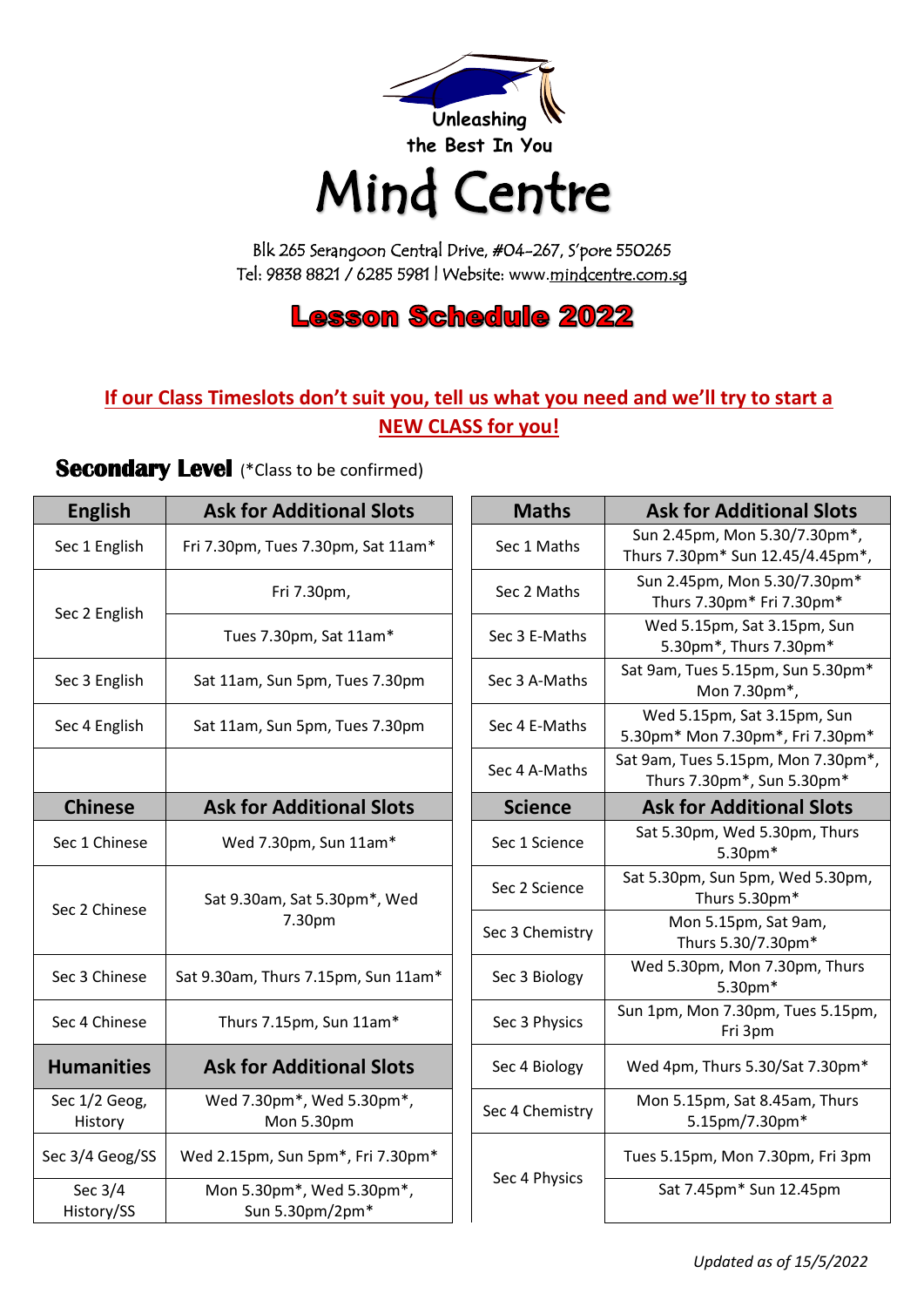Unleashing the Best In You

# Mind Centre

Blk 265 Serangoon Central Drive, #04-267, S'pore 550265
Tel: 9838 8821 / 6285 5981 | Website: www.mindcentre.com.sg

## Lesson Schedule 2022

**If our Class Timeslots don't suit you, tell us what you need and we'll try to start a NEW CLASS for you!**

### Secondary Level (*Class to be confirmed)

| English | Ask for Additional Slots |
|---|---|
| Sec 1 English | Fri 7.30pm, Tues 7.30pm, Sat 11am* |
| Sec 2 English | Fri 7.30pm, |
| | Tues 7.30pm, Sat 11am* |
| Sec 3 English | Sat 11am, Sun 5pm, Tues 7.30pm |
| Sec 4 English | Sat 11am, Sun 5pm, Tues 7.30pm |
| | |
| **Chinese** | **Ask for Additional Slots** |
| Sec 1 Chinese | Wed 7.30pm, Sun 11am* |
| Sec 2 Chinese | Sat 9.30am, Sat 5.30pm*, Wed 7.30pm |
| Sec 3 Chinese | Sat 9.30am, Thurs 7.15pm, Sun 11am* |
| Sec 4 Chinese | Thurs 7.15pm, Sun 11am* |
| **Humanities** | **Ask for Additional Slots** |
| Sec 1/2 Geog, History | Wed 7.30pm*, Wed 5.30pm*, Mon 5.30pm |
| Sec 3/4 Geog/SS | Wed 2.15pm, Sun 5pm*, Fri 7.30pm* |
| Sec 3/4 History/SS | Mon 5.30pm*, Wed 5.30pm*, Sun 5.30pm/2pm* |

| Maths | Ask for Additional Slots |
|---|---|
| Sec 1 Maths | Sun 2.45pm, Mon 5.30/7.30pm*, Thurs 7.30pm* Sun 12.45/4.45pm*, |
| Sec 2 Maths | Sun 2.45pm, Mon 5.30/7.30pm* Thurs 7.30pm* Fri 7.30pm* |
| Sec 3 E-Maths | Wed 5.15pm, Sat 3.15pm, Sun 5.30pm*, Thurs 7.30pm* |
| Sec 3 A-Maths | Sat 9am, Tues 5.15pm, Sun 5.30pm* Mon 7.30pm*, |
| Sec 4 E-Maths | Wed 5.15pm, Sat 3.15pm, Sun 5.30pm* Mon 7.30pm*, Fri 7.30pm* |
| Sec 4 A-Maths | Sat 9am, Tues 5.15pm, Mon 7.30pm*, Thurs 7.30pm*, Sun 5.30pm* |
| **Science** | **Ask for Additional Slots** |
| Sec 1 Science | Sat 5.30pm, Wed 5.30pm, Thurs 5.30pm* |
| Sec 2 Science | Sat 5.30pm, Sun 5pm, Wed 5.30pm, Thurs 5.30pm* |
| Sec 3 Chemistry | Mon 5.15pm, Sat 9am, Thurs 5.30/7.30pm* |
| Sec 3 Biology | Wed 5.30pm, Mon 7.30pm, Thurs 5.30pm* |
| Sec 3 Physics | Sun 1pm, Mon 7.30pm, Tues 5.15pm, Fri 3pm |
| Sec 4 Biology | Wed 4pm, Thurs 5.30/Sat 7.30pm* |
| Sec 4 Chemistry | Mon 5.15pm, Sat 8.45am, Thurs 5.15pm/7.30pm* |
| Sec 4 Physics | Tues 5.15pm, Mon 7.30pm, Fri 3pm |
| | Sat 7.45pm* Sun 12.45pm |

*Updated as of 15/5/2022*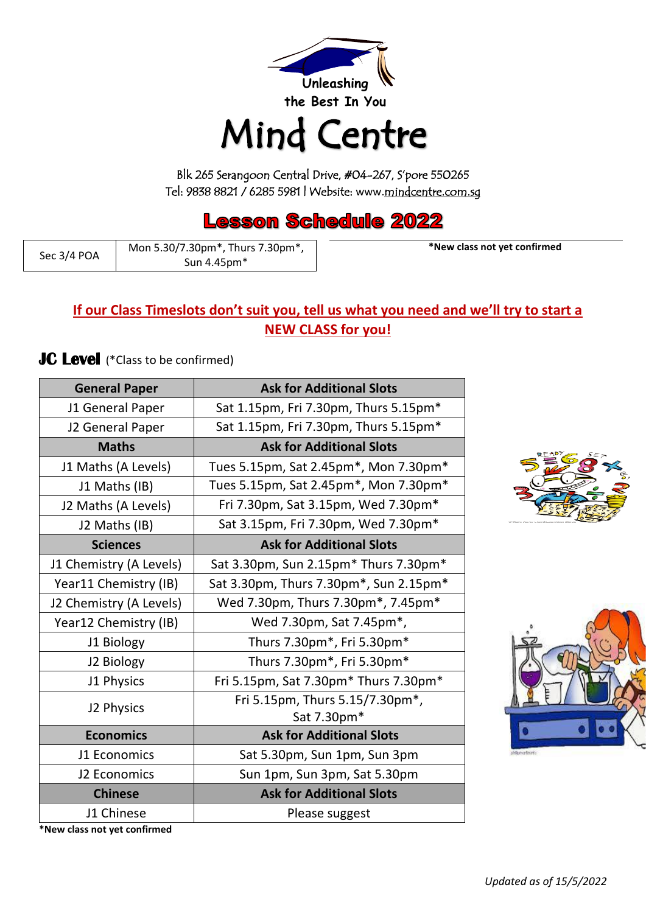Unleashing the Best In You

# Mind Centre

Blk 265 Serangoon Central Drive, #04-267, S'pore 550265
Tel: 9838 8821 / 6285 5981 | Website: www.mindcentre.com.sg

## Lesson Schedule 2022

| | |
|---|---|
| Sec 3/4 POA | Mon 5.30/7.30pm*, Thurs 7.30pm*, Sun 4.45pm* |

**\*New class not yet confirmed**

**If our Class Timeslots don't suit you, tell us what you need and we'll try to start a NEW CLASS for you!**

### JC Level (*Class to be confirmed)

| General Paper | Ask for Additional Slots |
|---|---|
| J1 General Paper | Sat 1.15pm, Fri 7.30pm, Thurs 5.15pm* |
| J2 General Paper | Sat 1.15pm, Fri 7.30pm, Thurs 5.15pm* |
| **Maths** | **Ask for Additional Slots** |
| J1 Maths (A Levels) | Tues 5.15pm, Sat 2.45pm*, Mon 7.30pm* |
| J1 Maths (IB) | Tues 5.15pm, Sat 2.45pm*, Mon 7.30pm* |
| J2 Maths (A Levels) | Fri 7.30pm, Sat 3.15pm, Wed 7.30pm* |
| J2 Maths (IB) | Sat 3.15pm, Fri 7.30pm, Wed 7.30pm* |
| **Sciences** | **Ask for Additional Slots** |
| J1 Chemistry (A Levels) | Sat 3.30pm, Sun 2.15pm* Thurs 7.30pm* |
| Year11 Chemistry (IB) | Sat 3.30pm, Thurs 7.30pm*, Sun 2.15pm* |
| J2 Chemistry (A Levels) | Wed 7.30pm, Thurs 7.30pm*, 7.45pm* |
| Year12 Chemistry (IB) | Wed 7.30pm, Sat 7.45pm*, |
| J1 Biology | Thurs 7.30pm*, Fri 5.30pm* |
| J2 Biology | Thurs 7.30pm*, Fri 5.30pm* |
| J1 Physics | Fri 5.15pm, Sat 7.30pm* Thurs 7.30pm* |
| J2 Physics | Fri 5.15pm, Thurs 5.15/7.30pm*, Sat 7.30pm* |
| **Economics** | **Ask for Additional Slots** |
| J1 Economics | Sat 5.30pm, Sun 1pm, Sun 3pm |
| J2 Economics | Sun 1pm, Sun 3pm, Sat 5.30pm |
| **Chinese** | **Ask for Additional Slots** |
| J1 Chinese | Please suggest |

**\*New class not yet confirmed**

*Updated as of 15/5/2022*